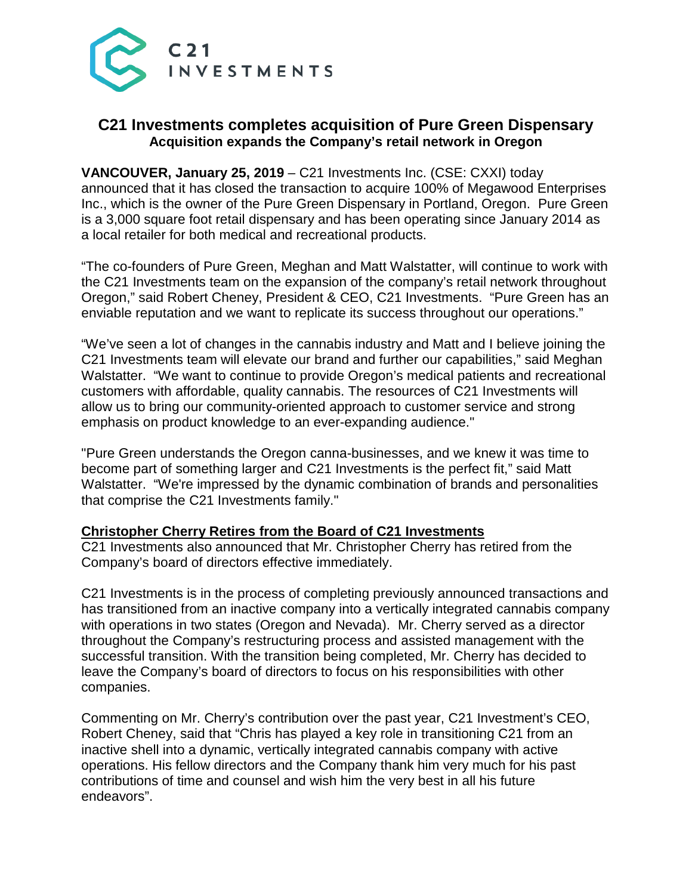# C21 Investments completes acquisition of Pure Green Dispensary

## Acquisition expands the Company's retail network in Oregon

**VANCOUVER, January 25, 2019** – C21 Investments Inc. (CSE: CXXI) today announced that it has closed the transaction to acquire 100% of Megawood Enterprises Inc., which is the owner of the Pure Green Dispensary in Portland, Oregon. Pure Green is a 3,000 square foot retail dispensary and has been operating since January 2014 as a local retailer for both medical and recreational products.

"The co-founders of Pure Green, Meghan and Matt Walstatter, will continue to work with the C21 Investments team on the expansion of the company's retail network throughout Oregon," said Robert Cheney, President & CEO, C21 Investments. "Pure Green has an enviable reputation and we want to replicate its success throughout our operations."

"We've seen a lot of changes in the cannabis industry and Matt and I believe joining the C21 Investments team will elevate our brand and further our capabilities," said Meghan Walstatter. "We want to continue to provide Oregon's medical patients and recreational customers with affordable, quality cannabis. The resources of C21 Investments will allow us to bring our community-oriented approach to customer service and strong emphasis on product knowledge to an ever-expanding audience."

"Pure Green understands the Oregon canna-businesses, and we knew it was time to become part of something larger and C21 Investments is the perfect fit," said Matt Walstatter. "We're impressed by the dynamic combination of brands and personalities that comprise the C21 Investments family."

**Christopher Cherry Retires from the Board of C21 Investments**

C21 Investments also announced that Mr. Christopher Cherry has retired from the Company's board of directors effective immediately.

C21 Investments is in the process of completing previously announced transactions and has transitioned from an inactive company into a vertically integrated cannabis company with operations in two states (Oregon and Nevada). Mr. Cherry served as a director throughout the Company's restructuring process and assisted management with the successful transition. With the transition being completed, Mr. Cherry has decided to leave the Company's board of directors to focus on his responsibilities with other companies.

Commenting on Mr. Cherry's contribution over the past year, C21 Investment's CEO, Robert Cheney, said that "Chris has played a key role in transitioning C21 from an inactive shell into a dynamic, vertically integrated cannabis company with active operations. His fellow directors and the Company thank him very much for his past contributions of time and counsel and wish him the very best in all his future endeavors".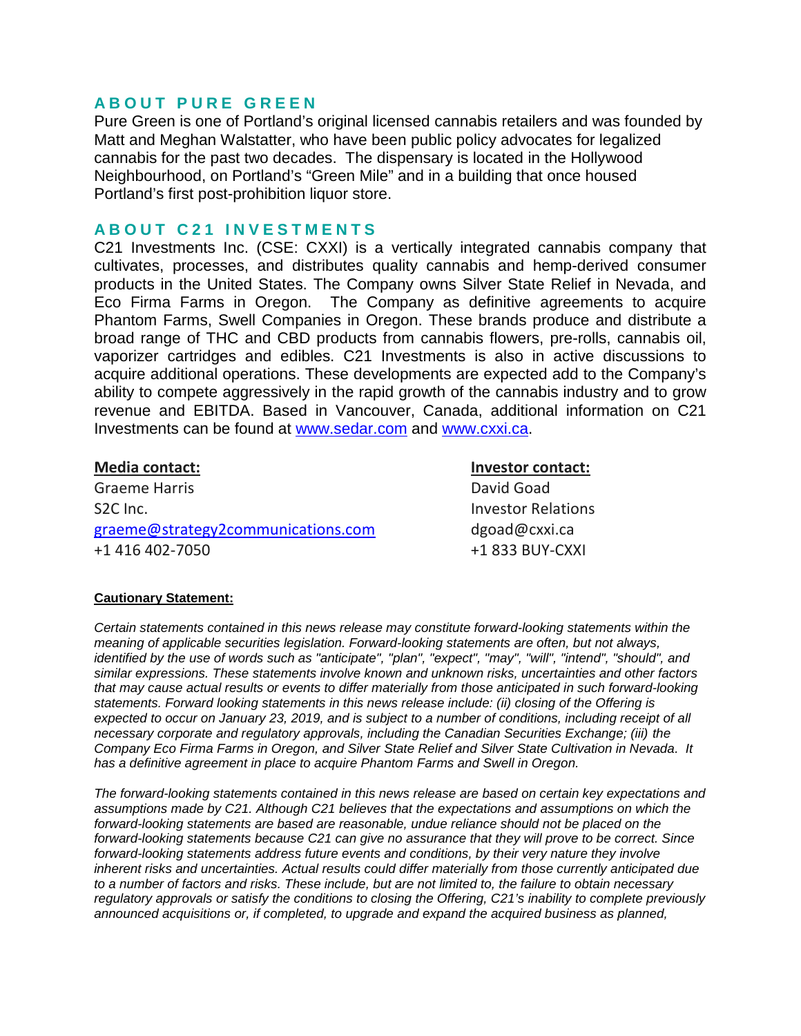## ABOUT PURE GREEN

Pure Green is one of Portland's original licensed cannabis retailers and was founded by Matt and Meghan Walstatter, who have been public policy advocates for legalized cannabis for the past two decades. The dispensary is located in the Hollywood Neighbourhood, on Portland's "Green Mile" and in a building that once housed Portland's first post-prohibition liquor store.

## ABOUT C21 INVESTMENTS

C21 Investments Inc. (CSE: CXXI) is a vertically integrated cannabis company that cultivates, processes, and distributes quality cannabis and hemp-derived consumer products in the United States. The Company owns Silver State Relief in Nevada, and Eco Firma Farms in Oregon. The Company as definitive agreements to acquire Phantom Farms, Swell Companies in Oregon. These brands produce and distribute a broad range of THC and CBD products from cannabis flowers, pre-rolls, cannabis oil, vaporizer cartridges and edibles. C21 Investments is also in active discussions to acquire additional operations. These developments are expected add to the Company's ability to compete aggressively in the rapid growth of the cannabis industry and to grow revenue and EBITDA. Based in Vancouver, Canada, additional information on C21 Investments can be found at [www.sedar.com](http://www.sedar.com) and [www.cxxi.ca](http://www.cxxi.ca).

**Media contact:**
Graeme Harris
S2C Inc.
[graeme@strategy2communications.com](mailto:graeme@strategy2communications.com)
+1 416 402-7050

**Investor contact:**
David Goad
Investor Relations
dgoad@cxxi.ca
+1 833 BUY-CXXI

**Cautionary Statement:**

*Certain statements contained in this news release may constitute forward-looking statements within the meaning of applicable securities legislation. Forward-looking statements are often, but not always, identified by the use of words such as "anticipate", "plan", "expect", "may", "will", "intend", "should", and similar expressions. These statements involve known and unknown risks, uncertainties and other factors that may cause actual results or events to differ materially from those anticipated in such forward-looking statements. Forward looking statements in this news release include: (ii) closing of the Offering is expected to occur on January 23, 2019, and is subject to a number of conditions, including receipt of all necessary corporate and regulatory approvals, including the Canadian Securities Exchange; (iii) the Company Eco Firma Farms in Oregon, and Silver State Relief and Silver State Cultivation in Nevada. It has a definitive agreement in place to acquire Phantom Farms and Swell in Oregon.*

*The forward-looking statements contained in this news release are based on certain key expectations and assumptions made by C21. Although C21 believes that the expectations and assumptions on which the forward-looking statements are based are reasonable, undue reliance should not be placed on the forward-looking statements because C21 can give no assurance that they will prove to be correct. Since forward-looking statements address future events and conditions, by their very nature they involve inherent risks and uncertainties. Actual results could differ materially from those currently anticipated due to a number of factors and risks. These include, but are not limited to, the failure to obtain necessary regulatory approvals or satisfy the conditions to closing the Offering, C21's inability to complete previously announced acquisitions or, if completed, to upgrade and expand the acquired business as planned,*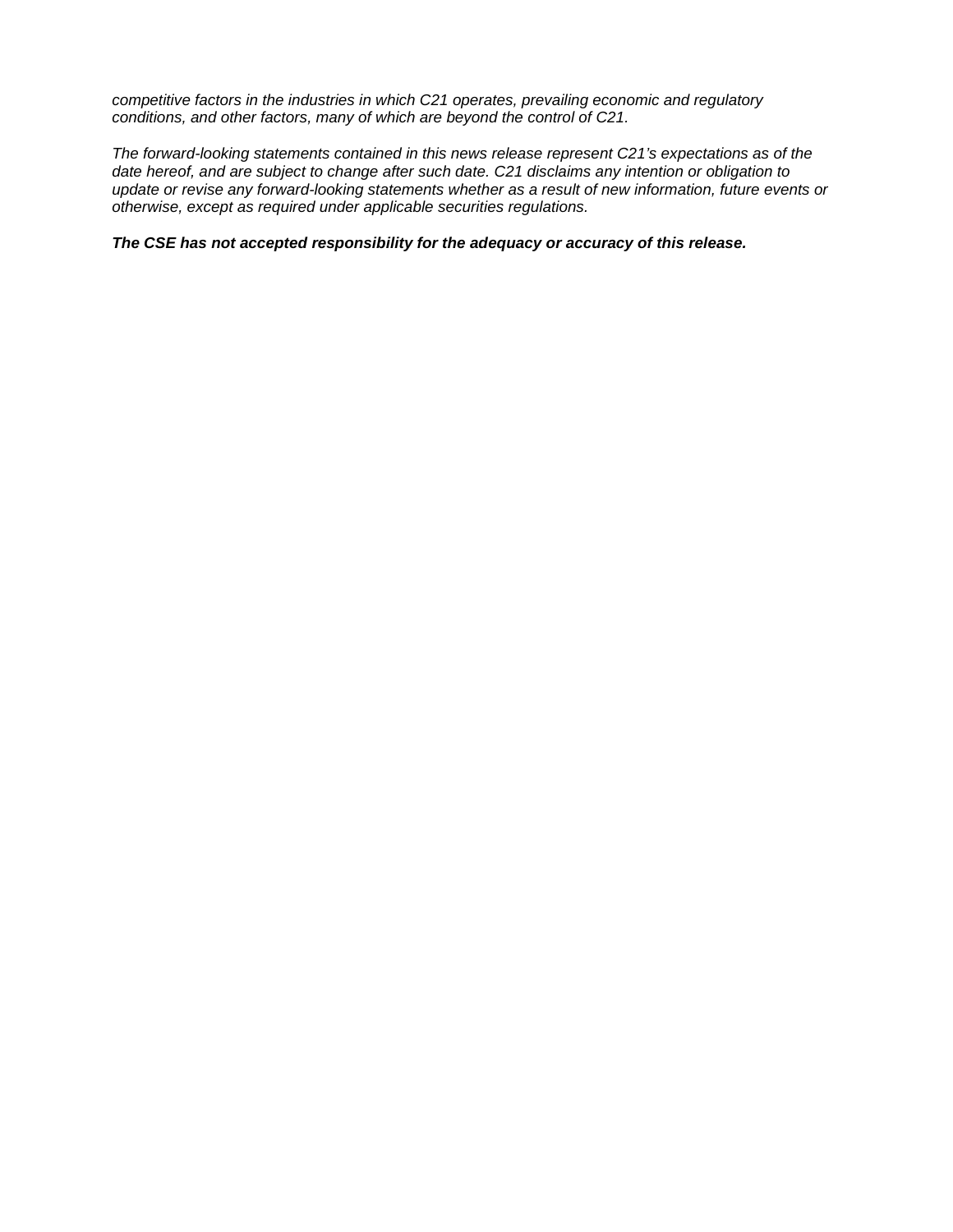*competitive factors in the industries in which C21 operates, prevailing economic and regulatory conditions, and other factors, many of which are beyond the control of C21.*

*The forward-looking statements contained in this news release represent C21's expectations as of the date hereof, and are subject to change after such date. C21 disclaims any intention or obligation to update or revise any forward-looking statements whether as a result of new information, future events or otherwise, except as required under applicable securities regulations.*

***The CSE has not accepted responsibility for the adequacy or accuracy of this release.***